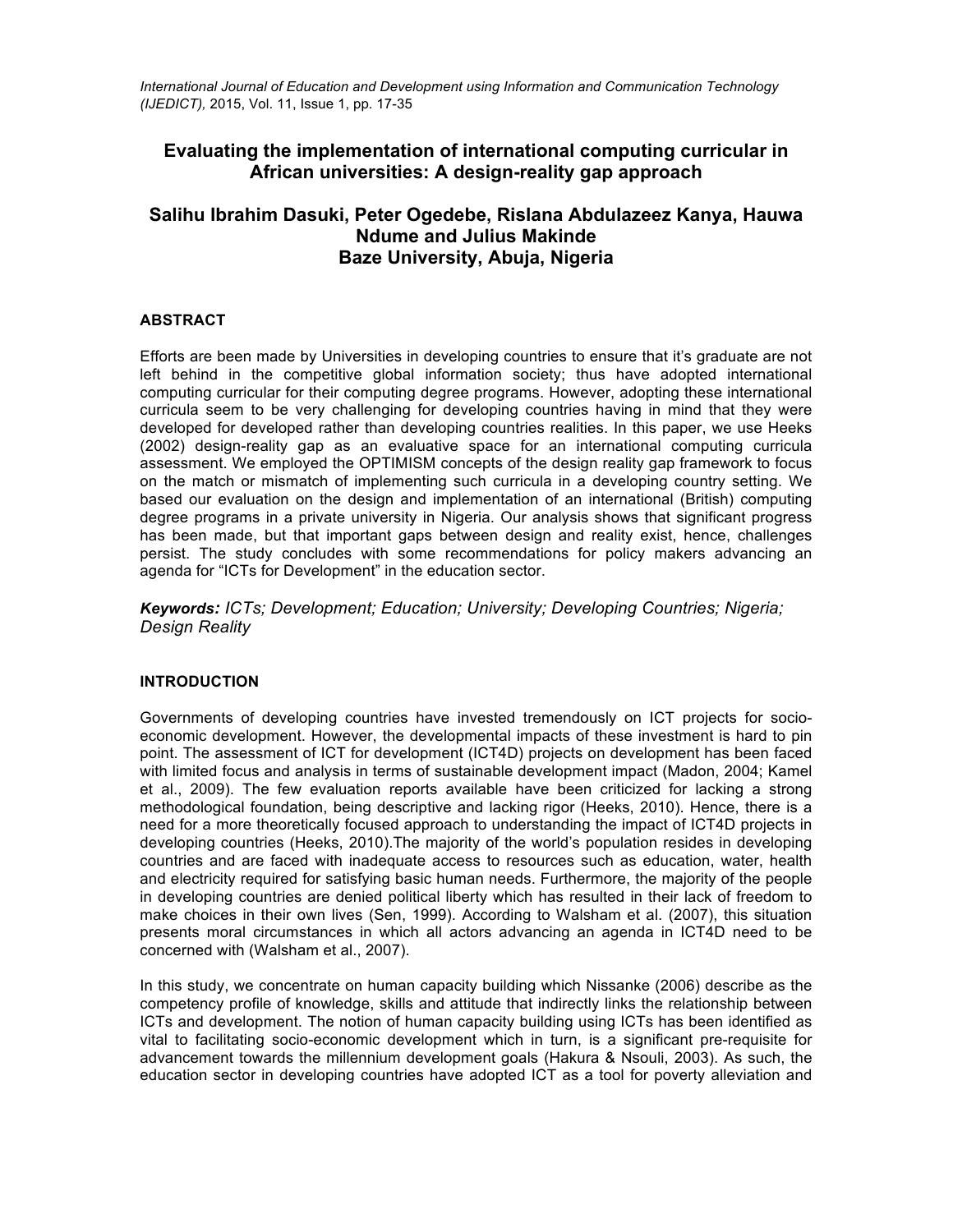# Evaluating the implementation of international computing curricular in African universities: A design-reality gap approach

**Salihu Ibrahim Dasuki, Peter Ogedebe, Rislana Abdulazeez Kanya, Hauwa Ndume and Julius Makinde**
**Baze University, Abuja, Nigeria**

## ABSTRACT

Efforts are been made by Universities in developing countries to ensure that it's graduate are not left behind in the competitive global information society; thus have adopted international computing curricular for their computing degree programs. However, adopting these international curricula seem to be very challenging for developing countries having in mind that they were developed for developed rather than developing countries realities. In this paper, we use Heeks (2002) design-reality gap as an evaluative space for an international computing curricula assessment. We employed the OPTIMISM concepts of the design reality gap framework to focus on the match or mismatch of implementing such curricula in a developing country setting. We based our evaluation on the design and implementation of an international (British) computing degree programs in a private university in Nigeria. Our analysis shows that significant progress has been made, but that important gaps between design and reality exist, hence, challenges persist. The study concludes with some recommendations for policy makers advancing an agenda for "ICTs for Development" in the education sector.

***Keywords:** ICTs; Development; Education; University; Developing Countries; Nigeria; Design Reality*

## INTRODUCTION

Governments of developing countries have invested tremendously on ICT projects for socio-economic development. However, the developmental impacts of these investment is hard to pin point. The assessment of ICT for development (ICT4D) projects on development has been faced with limited focus and analysis in terms of sustainable development impact (Madon, 2004; Kamel et al., 2009). The few evaluation reports available have been criticized for lacking a strong methodological foundation, being descriptive and lacking rigor (Heeks, 2010). Hence, there is a need for a more theoretically focused approach to understanding the impact of ICT4D projects in developing countries (Heeks, 2010).The majority of the world's population resides in developing countries and are faced with inadequate access to resources such as education, water, health and electricity required for satisfying basic human needs. Furthermore, the majority of the people in developing countries are denied political liberty which has resulted in their lack of freedom to make choices in their own lives (Sen, 1999). According to Walsham et al. (2007), this situation presents moral circumstances in which all actors advancing an agenda in ICT4D need to be concerned with (Walsham et al., 2007).

In this study, we concentrate on human capacity building which Nissanke (2006) describe as the competency profile of knowledge, skills and attitude that indirectly links the relationship between ICTs and development. The notion of human capacity building using ICTs has been identified as vital to facilitating socio-economic development which in turn, is a significant pre-requisite for advancement towards the millennium development goals (Hakura & Nsouli, 2003). As such, the education sector in developing countries have adopted ICT as a tool for poverty alleviation and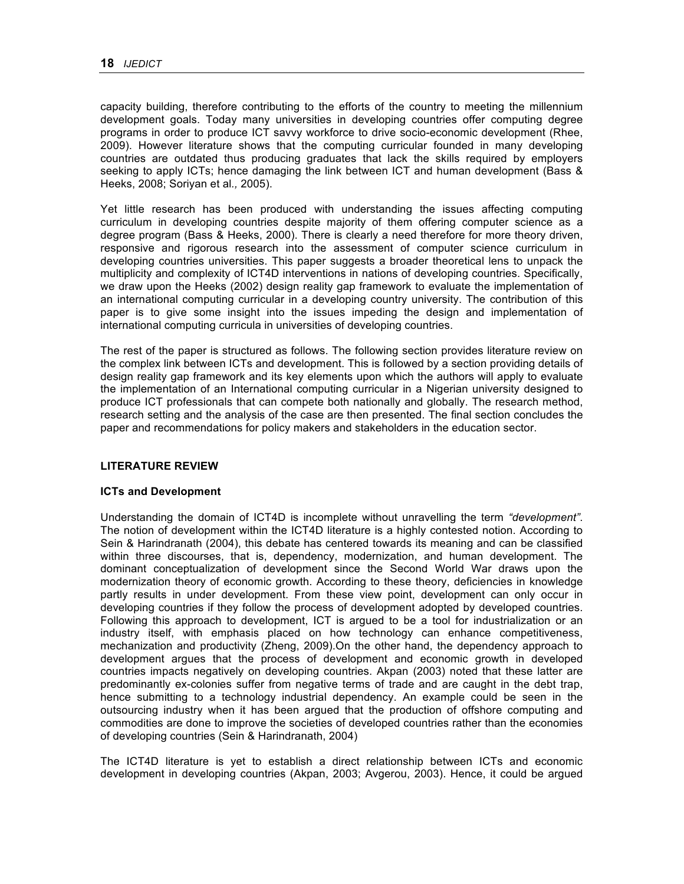capacity building, therefore contributing to the efforts of the country to meeting the millennium development goals. Today many universities in developing countries offer computing degree programs in order to produce ICT savvy workforce to drive socio-economic development (Rhee, 2009). However literature shows that the computing curricular founded in many developing countries are outdated thus producing graduates that lack the skills required by employers seeking to apply ICTs; hence damaging the link between ICT and human development (Bass & Heeks, 2008; Soriyan et al*.,* 2005).

Yet little research has been produced with understanding the issues affecting computing curriculum in developing countries despite majority of them offering computer science as a degree program (Bass & Heeks, 2000). There is clearly a need therefore for more theory driven, responsive and rigorous research into the assessment of computer science curriculum in developing countries universities. This paper suggests a broader theoretical lens to unpack the multiplicity and complexity of ICT4D interventions in nations of developing countries. Specifically, we draw upon the Heeks (2002) design reality gap framework to evaluate the implementation of an international computing curricular in a developing country university. The contribution of this paper is to give some insight into the issues impeding the design and implementation of international computing curricula in universities of developing countries.

The rest of the paper is structured as follows. The following section provides literature review on the complex link between ICTs and development. This is followed by a section providing details of design reality gap framework and its key elements upon which the authors will apply to evaluate the implementation of an International computing curricular in a Nigerian university designed to produce ICT professionals that can compete both nationally and globally. The research method, research setting and the analysis of the case are then presented. The final section concludes the paper and recommendations for policy makers and stakeholders in the education sector.

## LITERATURE REVIEW

### ICTs and Development

Understanding the domain of ICT4D is incomplete without unravelling the term *"development"*. The notion of development within the ICT4D literature is a highly contested notion. According to Sein & Harindranath (2004), this debate has centered towards its meaning and can be classified within three discourses, that is, dependency, modernization, and human development. The dominant conceptualization of development since the Second World War draws upon the modernization theory of economic growth. According to these theory, deficiencies in knowledge partly results in under development. From these view point, development can only occur in developing countries if they follow the process of development adopted by developed countries. Following this approach to development, ICT is argued to be a tool for industrialization or an industry itself, with emphasis placed on how technology can enhance competitiveness, mechanization and productivity (Zheng, 2009).On the other hand, the dependency approach to development argues that the process of development and economic growth in developed countries impacts negatively on developing countries. Akpan (2003) noted that these latter are predominantly ex-colonies suffer from negative terms of trade and are caught in the debt trap, hence submitting to a technology industrial dependency. An example could be seen in the outsourcing industry when it has been argued that the production of offshore computing and commodities are done to improve the societies of developed countries rather than the economies of developing countries (Sein & Harindranath, 2004)

The ICT4D literature is yet to establish a direct relationship between ICTs and economic development in developing countries (Akpan, 2003; Avgerou, 2003). Hence, it could be argued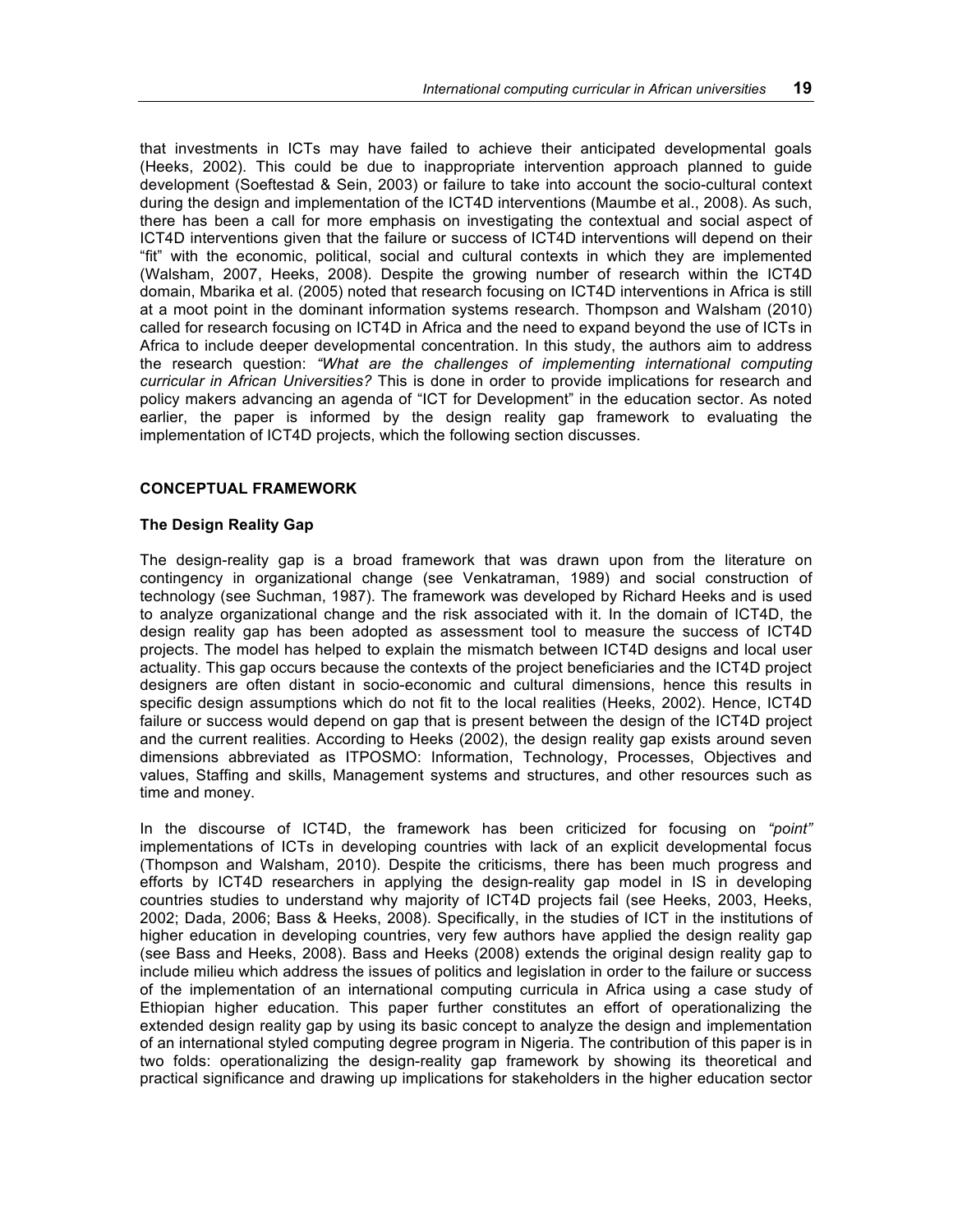that investments in ICTs may have failed to achieve their anticipated developmental goals (Heeks, 2002). This could be due to inappropriate intervention approach planned to guide development (Soeftestad & Sein, 2003) or failure to take into account the socio-cultural context during the design and implementation of the ICT4D interventions (Maumbe et al., 2008). As such, there has been a call for more emphasis on investigating the contextual and social aspect of ICT4D interventions given that the failure or success of ICT4D interventions will depend on their "fit" with the economic, political, social and cultural contexts in which they are implemented (Walsham, 2007, Heeks, 2008). Despite the growing number of research within the ICT4D domain, Mbarika et al. (2005) noted that research focusing on ICT4D interventions in Africa is still at a moot point in the dominant information systems research. Thompson and Walsham (2010) called for research focusing on ICT4D in Africa and the need to expand beyond the use of ICTs in Africa to include deeper developmental concentration. In this study, the authors aim to address the research question: *"What are the challenges of implementing international computing curricular in African Universities?* This is done in order to provide implications for research and policy makers advancing an agenda of "ICT for Development" in the education sector. As noted earlier, the paper is informed by the design reality gap framework to evaluating the implementation of ICT4D projects, which the following section discusses.

## CONCEPTUAL FRAMEWORK

### The Design Reality Gap

The design-reality gap is a broad framework that was drawn upon from the literature on contingency in organizational change (see Venkatraman, 1989) and social construction of technology (see Suchman, 1987). The framework was developed by Richard Heeks and is used to analyze organizational change and the risk associated with it. In the domain of ICT4D, the design reality gap has been adopted as assessment tool to measure the success of ICT4D projects. The model has helped to explain the mismatch between ICT4D designs and local user actuality. This gap occurs because the contexts of the project beneficiaries and the ICT4D project designers are often distant in socio-economic and cultural dimensions, hence this results in specific design assumptions which do not fit to the local realities (Heeks, 2002). Hence, ICT4D failure or success would depend on gap that is present between the design of the ICT4D project and the current realities. According to Heeks (2002), the design reality gap exists around seven dimensions abbreviated as ITPOSMO: Information, Technology, Processes, Objectives and values, Staffing and skills, Management systems and structures, and other resources such as time and money.

In the discourse of ICT4D, the framework has been criticized for focusing on *"point"* implementations of ICTs in developing countries with lack of an explicit developmental focus (Thompson and Walsham, 2010). Despite the criticisms, there has been much progress and efforts by ICT4D researchers in applying the design-reality gap model in IS in developing countries studies to understand why majority of ICT4D projects fail (see Heeks, 2003, Heeks, 2002; Dada, 2006; Bass & Heeks, 2008). Specifically, in the studies of ICT in the institutions of higher education in developing countries, very few authors have applied the design reality gap (see Bass and Heeks, 2008). Bass and Heeks (2008) extends the original design reality gap to include milieu which address the issues of politics and legislation in order to the failure or success of the implementation of an international computing curricula in Africa using a case study of Ethiopian higher education. This paper further constitutes an effort of operationalizing the extended design reality gap by using its basic concept to analyze the design and implementation of an international styled computing degree program in Nigeria. The contribution of this paper is in two folds: operationalizing the design-reality gap framework by showing its theoretical and practical significance and drawing up implications for stakeholders in the higher education sector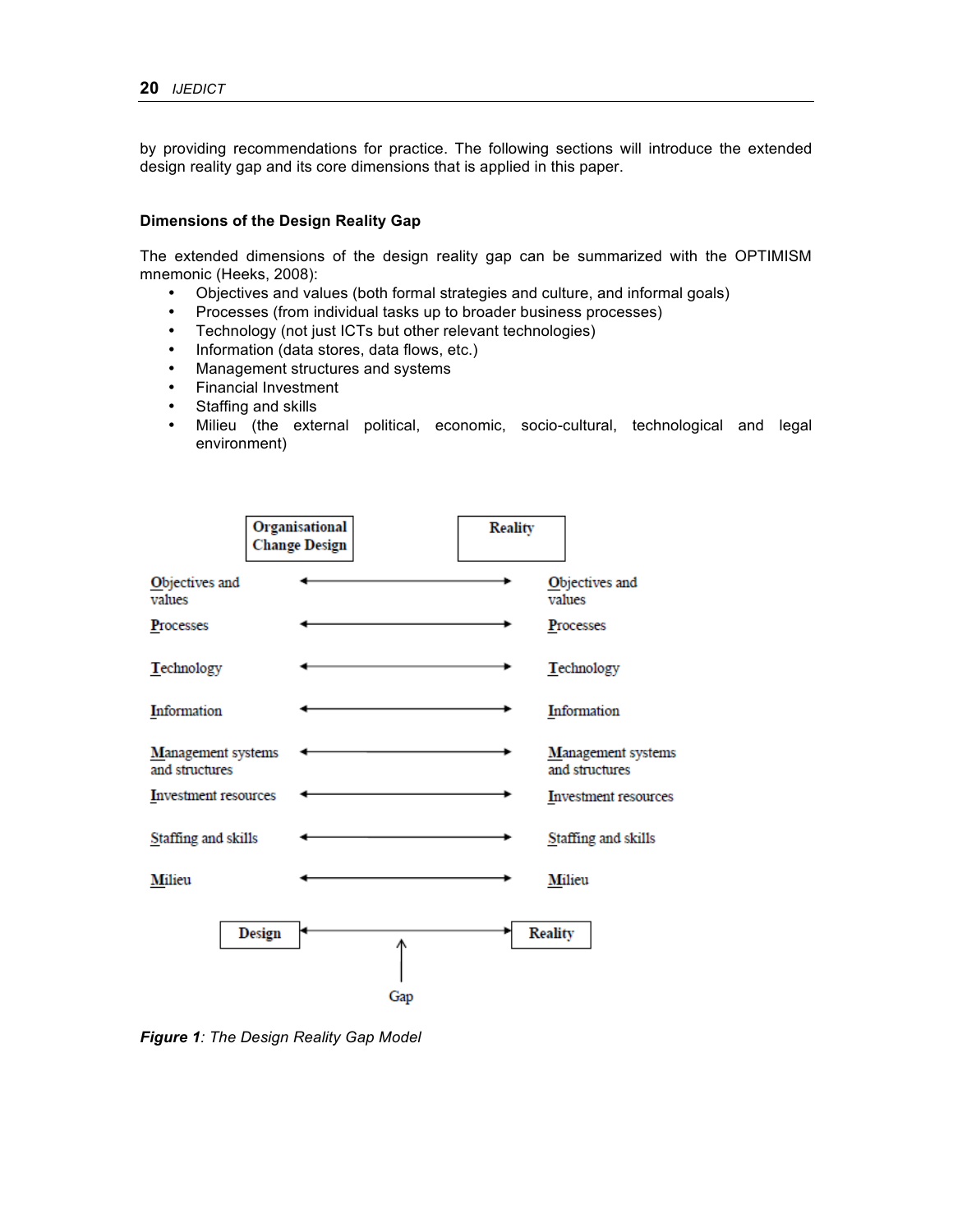by providing recommendations for practice. The following sections will introduce the extended design reality gap and its core dimensions that is applied in this paper.

### Dimensions of the Design Reality Gap

The extended dimensions of the design reality gap can be summarized with the OPTIMISM mnemonic (Heeks, 2008):

- Objectives and values (both formal strategies and culture, and informal goals)
- Processes (from individual tasks up to broader business processes)
- Technology (not just ICTs but other relevant technologies)
- Information (data stores, data flows, etc.)
- Management structures and systems
- Financial Investment
- Staffing and skills
- Milieu (the external political, economic, socio-cultural, technological and legal environment)

Organisational Change Design

Reality

Objectives and values

Processes

Technology

Information

Management systems and structures

Investment resources

Staffing and skills

Milieu

Objectives and values

Processes

Technology

Information

Management systems and structures

Investment resources

Staffing and skills

Milieu

Design

Reality

Gap

***Figure 1**: The Design Reality Gap Model*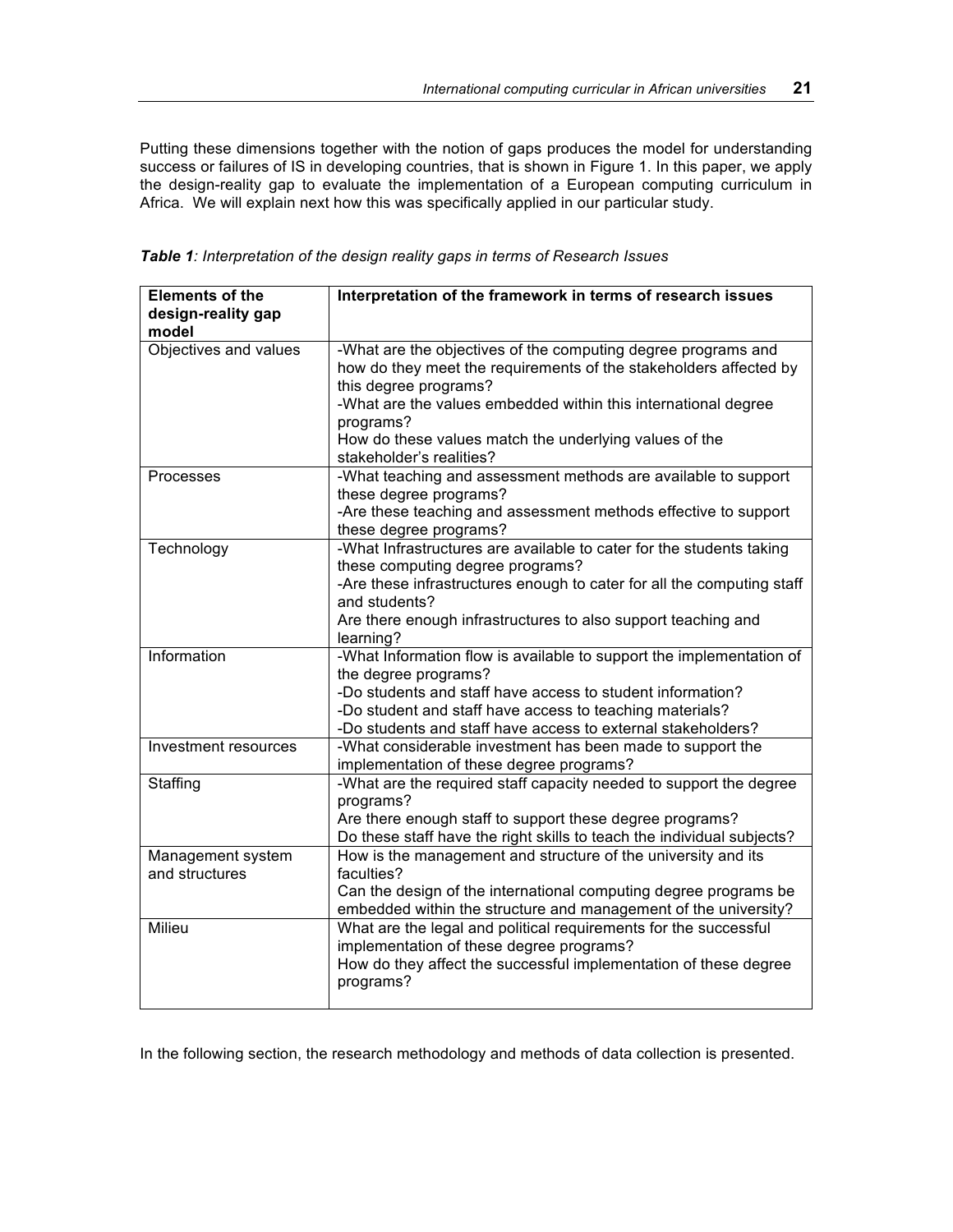Putting these dimensions together with the notion of gaps produces the model for understanding success or failures of IS in developing countries, that is shown in Figure 1. In this paper, we apply the design-reality gap to evaluate the implementation of a European computing curriculum in Africa. We will explain next how this was specifically applied in our particular study.

***Table 1**: Interpretation of the design reality gaps in terms of Research Issues*

| **Elements of the design-reality gap model** | **Interpretation of the framework in terms of research issues** |
|---|---|
| Objectives and values | -What are the objectives of the computing degree programs and how do they meet the requirements of the stakeholders affected by this degree programs?<br>-What are the values embedded within this international degree programs?<br>How do these values match the underlying values of the stakeholder's realities? |
| Processes | -What teaching and assessment methods are available to support these degree programs?<br>-Are these teaching and assessment methods effective to support these degree programs? |
| Technology | -What Infrastructures are available to cater for the students taking these computing degree programs?<br>-Are these infrastructures enough to cater for all the computing staff and students?<br>Are there enough infrastructures to also support teaching and learning? |
| Information | -What Information flow is available to support the implementation of the degree programs?<br>-Do students and staff have access to student information?<br>-Do student and staff have access to teaching materials?<br>-Do students and staff have access to external stakeholders? |
| Investment resources | -What considerable investment has been made to support the implementation of these degree programs? |
| Staffing | -What are the required staff capacity needed to support the degree programs?<br>Are there enough staff to support these degree programs?<br>Do these staff have the right skills to teach the individual subjects? |
| Management system and structures | How is the management and structure of the university and its faculties?<br>Can the design of the international computing degree programs be embedded within the structure and management of the university? |
| Milieu | What are the legal and political requirements for the successful implementation of these degree programs?<br>How do they affect the successful implementation of these degree programs? |

In the following section, the research methodology and methods of data collection is presented.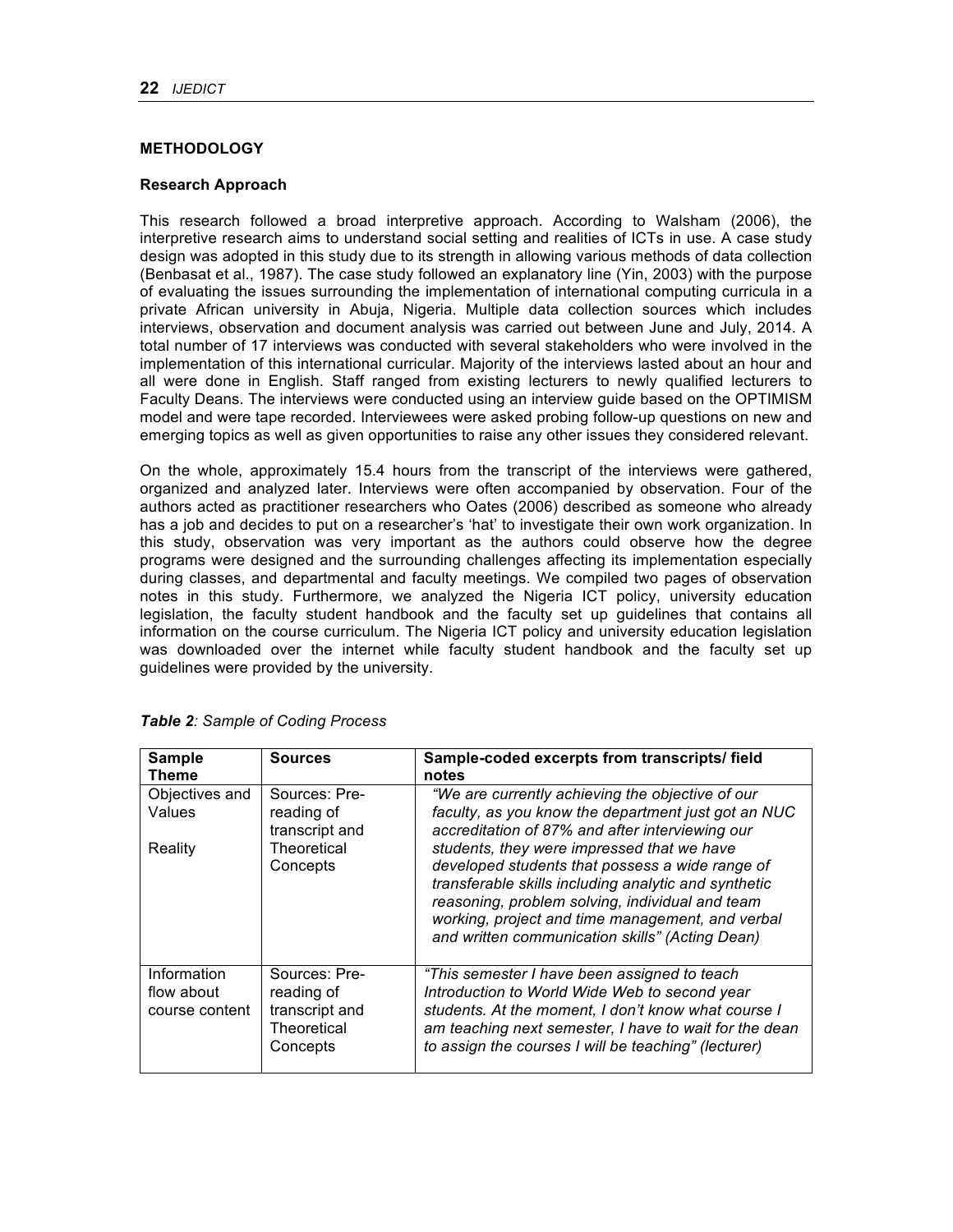## METHODOLOGY

### Research Approach

This research followed a broad interpretive approach. According to Walsham (2006), the interpretive research aims to understand social setting and realities of ICTs in use. A case study design was adopted in this study due to its strength in allowing various methods of data collection (Benbasat et al., 1987). The case study followed an explanatory line (Yin, 2003) with the purpose of evaluating the issues surrounding the implementation of international computing curricula in a private African university in Abuja, Nigeria. Multiple data collection sources which includes interviews, observation and document analysis was carried out between June and July, 2014. A total number of 17 interviews was conducted with several stakeholders who were involved in the implementation of this international curricular. Majority of the interviews lasted about an hour and all were done in English. Staff ranged from existing lecturers to newly qualified lecturers to Faculty Deans. The interviews were conducted using an interview guide based on the OPTIMISM model and were tape recorded. Interviewees were asked probing follow-up questions on new and emerging topics as well as given opportunities to raise any other issues they considered relevant.

On the whole, approximately 15.4 hours from the transcript of the interviews were gathered, organized and analyzed later. Interviews were often accompanied by observation. Four of the authors acted as practitioner researchers who Oates (2006) described as someone who already has a job and decides to put on a researcher's 'hat' to investigate their own work organization. In this study, observation was very important as the authors could observe how the degree programs were designed and the surrounding challenges affecting its implementation especially during classes, and departmental and faculty meetings. We compiled two pages of observation notes in this study. Furthermore, we analyzed the Nigeria ICT policy, university education legislation, the faculty student handbook and the faculty set up guidelines that contains all information on the course curriculum. The Nigeria ICT policy and university education legislation was downloaded over the internet while faculty student handbook and the faculty set up guidelines were provided by the university.

***Table 2**: Sample of Coding Process*

| Sample Theme | Sources | Sample-coded excerpts from transcripts/ field notes |
| --- | --- | --- |
| Objectives and Values<br><br>Reality | Sources: Pre-reading of transcript and Theoretical Concepts | *"We are currently achieving the objective of our faculty, as you know the department just got an NUC accreditation of 87% and after interviewing our students, they were impressed that we have developed students that possess a wide range of transferable skills including analytic and synthetic reasoning, problem solving, individual and team working, project and time management, and verbal and written communication skills" (Acting Dean)* |
| Information flow about course content | Sources: Pre-reading of transcript and Theoretical Concepts | *"This semester I have been assigned to teach Introduction to World Wide Web to second year students. At the moment, I don't know what course I am teaching next semester, I have to wait for the dean to assign the courses I will be teaching" (lecturer)* |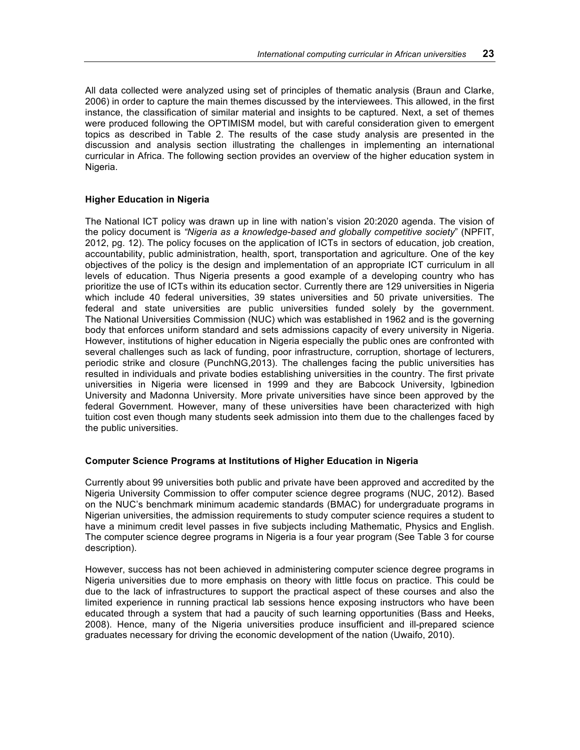All data collected were analyzed using set of principles of thematic analysis (Braun and Clarke, 2006) in order to capture the main themes discussed by the interviewees. This allowed, in the first instance, the classification of similar material and insights to be captured. Next, a set of themes were produced following the OPTIMISM model, but with careful consideration given to emergent topics as described in Table 2. The results of the case study analysis are presented in the discussion and analysis section illustrating the challenges in implementing an international curricular in Africa. The following section provides an overview of the higher education system in Nigeria.

### Higher Education in Nigeria

The National ICT policy was drawn up in line with nation's vision 20:2020 agenda. The vision of the policy document is *"Nigeria as a knowledge-based and globally competitive society*" (NPFIT, 2012, pg. 12). The policy focuses on the application of ICTs in sectors of education, job creation, accountability, public administration, health, sport, transportation and agriculture. One of the key objectives of the policy is the design and implementation of an appropriate ICT curriculum in all levels of education. Thus Nigeria presents a good example of a developing country who has prioritize the use of ICTs within its education sector. Currently there are 129 universities in Nigeria which include 40 federal universities, 39 states universities and 50 private universities. The federal and state universities are public universities funded solely by the government. The National Universities Commission (NUC) which was established in 1962 and is the governing body that enforces uniform standard and sets admissions capacity of every university in Nigeria. However, institutions of higher education in Nigeria especially the public ones are confronted with several challenges such as lack of funding, poor infrastructure, corruption, shortage of lecturers, periodic strike and closure (PunchNG,2013). The challenges facing the public universities has resulted in individuals and private bodies establishing universities in the country. The first private universities in Nigeria were licensed in 1999 and they are Babcock University, Igbinedion University and Madonna University. More private universities have since been approved by the federal Government. However, many of these universities have been characterized with high tuition cost even though many students seek admission into them due to the challenges faced by the public universities.

### Computer Science Programs at Institutions of Higher Education in Nigeria

Currently about 99 universities both public and private have been approved and accredited by the Nigeria University Commission to offer computer science degree programs (NUC, 2012). Based on the NUC's benchmark minimum academic standards (BMAC) for undergraduate programs in Nigerian universities, the admission requirements to study computer science requires a student to have a minimum credit level passes in five subjects including Mathematic, Physics and English. The computer science degree programs in Nigeria is a four year program (See Table 3 for course description).

However, success has not been achieved in administering computer science degree programs in Nigeria universities due to more emphasis on theory with little focus on practice. This could be due to the lack of infrastructures to support the practical aspect of these courses and also the limited experience in running practical lab sessions hence exposing instructors who have been educated through a system that had a paucity of such learning opportunities (Bass and Heeks, 2008). Hence, many of the Nigeria universities produce insufficient and ill-prepared science graduates necessary for driving the economic development of the nation (Uwaifo, 2010).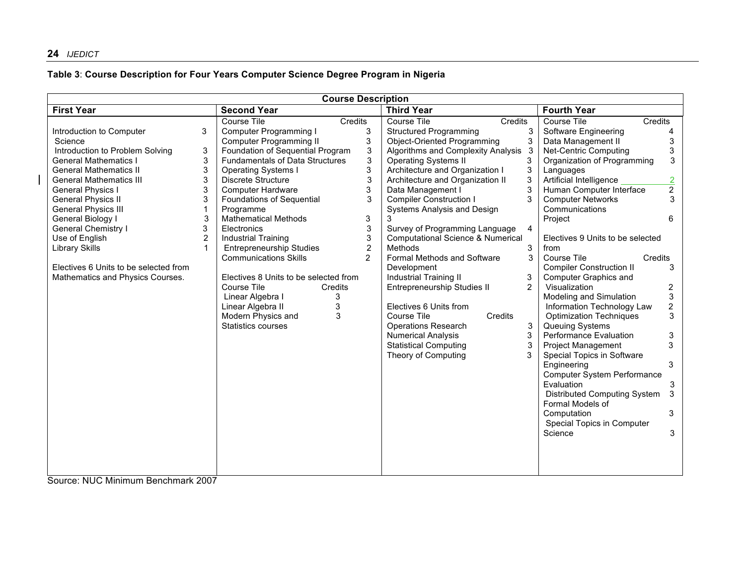**Table 3**: **Course Description for Four Years Computer Science Degree Program in Nigeria**

| Course Description | | | | | | | |
|---|---|---|---|---|---|---|---|
| **First Year** | | **Second Year** | | **Third Year** | | **Fourth Year** | |
| | | Course Tile | Credits | Course Tile | Credits | Course Tile | Credits |
| Introduction to Computer Science | 3 | Computer Programming I | 3 | Structured Programming | 3 | Software Engineering | 4 |
| Introduction to Problem Solving | 3 | Computer Programming II | 3 | Object-Oriented Programming | 3 | Data Management II | 3 |
| General Mathematics I | 3 | Foundation of Sequential Program | 3 | Algorithms and Complexity Analysis | 3 | Net-Centric Computing | 3 |
| General Mathematics II | 3 | Fundamentals of Data Structures | 3 | Operating Systems II | 3 | Organization of Programming Languages | 3 |
| General Mathematics III | 3 | Operating Systems I | 3 | Architecture and Organization I | 3 | Artificial Intelligence | 2 |
| General Physics I | 3 | Discrete Structure | 3 | Architecture and Organization II | 3 | Human Computer Interface | 2 |
| General Physics II | 3 | Computer Hardware | 3 | Data Management I | 3 | Computer Networks Communications | 3 |
| General Physics III | 1 | Foundations of Sequential Programme | 3 | Compiler Construction I | 3 | Project | 6 |
| General Biology I | 3 | Mathematical Methods | 3 | Systems Analysis and Design | 3 | | |
| General Chemistry I | 3 | Electronics | 3 | Survey of Programming Language | 4 | Electives 9 Units to be selected from | |
| Use of English | 2 | Industrial Training | 3 | Computational Science & Numerical Methods | 3 | Course Tile | Credits |
| Library Skills | 1 | Entrepreneurship Studies | 2 | Formal Methods and Software Development | 3 | Compiler Construction II | 3 |
| | | Communications Skills | 2 | Industrial Training II | 3 | Computer Graphics and Visualization | 2 |
| Electives 6 Units to be selected from Mathematics and Physics Courses. | | | | Entrepreneurship Studies II | 2 | Modeling and Simulation | 3 |
| | | Electives 8 Units to be selected from | | | | Information Technology Law | 2 |
| | | Course Tile | Credits | Electives 6 Units from | | Optimization Techniques | 3 |
| | | Linear Algebra I | 3 | Course Tile | Credits | Queuing Systems | |
| | | Linear Algebra II | 3 | Operations Research | 3 | Performance Evaluation | 3 |
| | | Modern Physics and Statistics courses | 3 | Numerical Analysis | 3 | Project Management | 3 |
| | | | | Statistical Computing | 3 | Special Topics in Software Engineering | 3 |
| | | | | Theory of Computing | 3 | Computer System Performance Evaluation | 3 |
| | | | | | | Distributed Computing System | 3 |
| | | | | | | Formal Models of Computation | 3 |
| | | | | | | Special Topics in Computer Science | 3 |

Source: NUC Minimum Benchmark 2007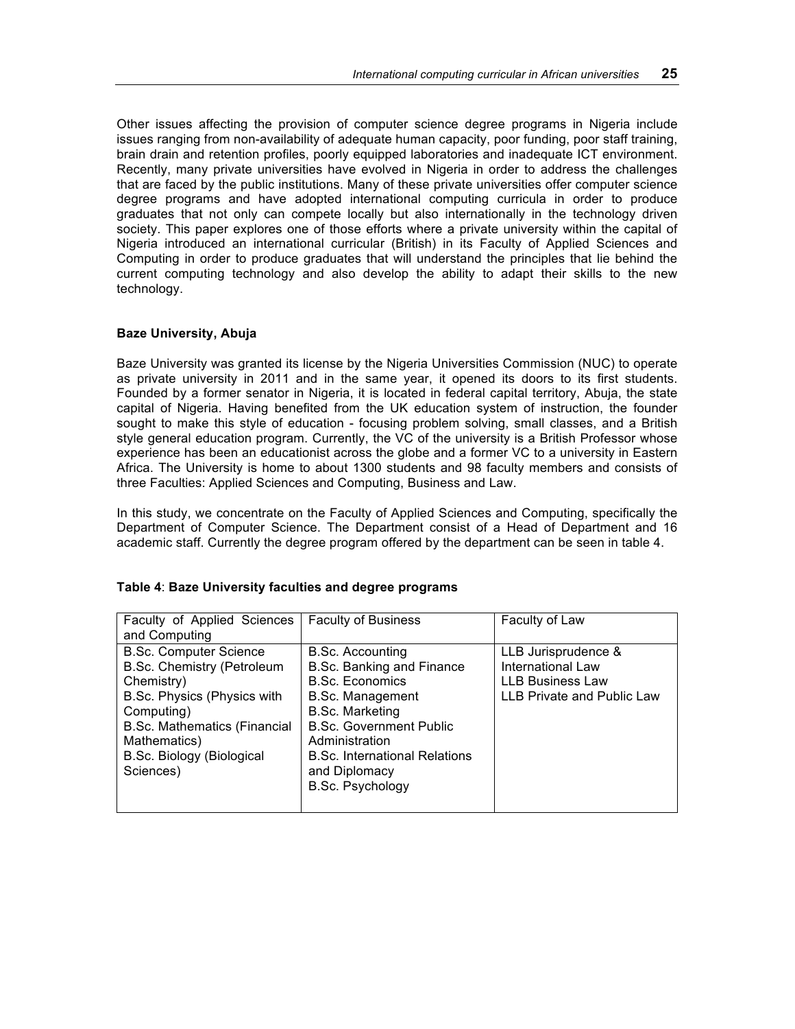Other issues affecting the provision of computer science degree programs in Nigeria include issues ranging from non-availability of adequate human capacity, poor funding, poor staff training, brain drain and retention profiles, poorly equipped laboratories and inadequate ICT environment. Recently, many private universities have evolved in Nigeria in order to address the challenges that are faced by the public institutions. Many of these private universities offer computer science degree programs and have adopted international computing curricula in order to produce graduates that not only can compete locally but also internationally in the technology driven society. This paper explores one of those efforts where a private university within the capital of Nigeria introduced an international curricular (British) in its Faculty of Applied Sciences and Computing in order to produce graduates that will understand the principles that lie behind the current computing technology and also develop the ability to adapt their skills to the new technology.

**Baze University, Abuja**

Baze University was granted its license by the Nigeria Universities Commission (NUC) to operate as private university in 2011 and in the same year, it opened its doors to its first students. Founded by a former senator in Nigeria, it is located in federal capital territory, Abuja, the state capital of Nigeria. Having benefited from the UK education system of instruction, the founder sought to make this style of education - focusing problem solving, small classes, and a British style general education program. Currently, the VC of the university is a British Professor whose experience has been an educationist across the globe and a former VC to a university in Eastern Africa. The University is home to about 1300 students and 98 faculty members and consists of three Faculties: Applied Sciences and Computing, Business and Law.

In this study, we concentrate on the Faculty of Applied Sciences and Computing, specifically the Department of Computer Science. The Department consist of a Head of Department and 16 academic staff. Currently the degree program offered by the department can be seen in table 4.

**Table 4**: **Baze University faculties and degree programs**

| Faculty of Applied Sciences and Computing | Faculty of Business | Faculty of Law |
|---|---|---|
| B.Sc. Computer Science<br>B.Sc. Chemistry (Petroleum Chemistry)<br>B.Sc. Physics (Physics with Computing)<br>B.Sc. Mathematics (Financial Mathematics)<br>B.Sc. Biology (Biological Sciences) | B.Sc. Accounting<br>B.Sc. Banking and Finance<br>B.Sc. Economics<br>B.Sc. Management<br>B.Sc. Marketing<br>B.Sc. Government Public Administration<br>B.Sc. International Relations and Diplomacy<br>B.Sc. Psychology | LLB Jurisprudence & International Law<br>LLB Business Law<br>LLB Private and Public Law |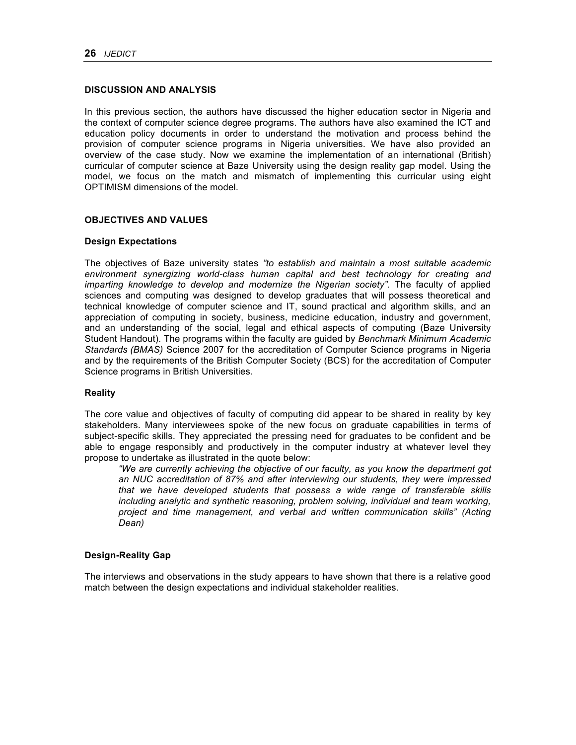## DISCUSSION AND ANALYSIS

In this previous section, the authors have discussed the higher education sector in Nigeria and the context of computer science degree programs. The authors have also examined the ICT and education policy documents in order to understand the motivation and process behind the provision of computer science programs in Nigeria universities. We have also provided an overview of the case study. Now we examine the implementation of an international (British) curricular of computer science at Baze University using the design reality gap model. Using the model, we focus on the match and mismatch of implementing this curricular using eight OPTIMISM dimensions of the model.

## OBJECTIVES AND VALUES

### Design Expectations

The objectives of Baze university states *"to establish and maintain a most suitable academic environment synergizing world-class human capital and best technology for creating and imparting knowledge to develop and modernize the Nigerian society".* The faculty of applied sciences and computing was designed to develop graduates that will possess theoretical and technical knowledge of computer science and IT, sound practical and algorithm skills, and an appreciation of computing in society, business, medicine education, industry and government, and an understanding of the social, legal and ethical aspects of computing (Baze University Student Handout). The programs within the faculty are guided by *Benchmark Minimum Academic Standards (BMAS)* Science 2007 for the accreditation of Computer Science programs in Nigeria and by the requirements of the British Computer Society (BCS) for the accreditation of Computer Science programs in British Universities.

### Reality

The core value and objectives of faculty of computing did appear to be shared in reality by key stakeholders. Many interviewees spoke of the new focus on graduate capabilities in terms of subject-specific skills. They appreciated the pressing need for graduates to be confident and be able to engage responsibly and productively in the computer industry at whatever level they propose to undertake as illustrated in the quote below:

> *"We are currently achieving the objective of our faculty, as you know the department got an NUC accreditation of 87% and after interviewing our students, they were impressed that we have developed students that possess a wide range of transferable skills including analytic and synthetic reasoning, problem solving, individual and team working, project and time management, and verbal and written communication skills" (Acting Dean)*

### Design-Reality Gap

The interviews and observations in the study appears to have shown that there is a relative good match between the design expectations and individual stakeholder realities.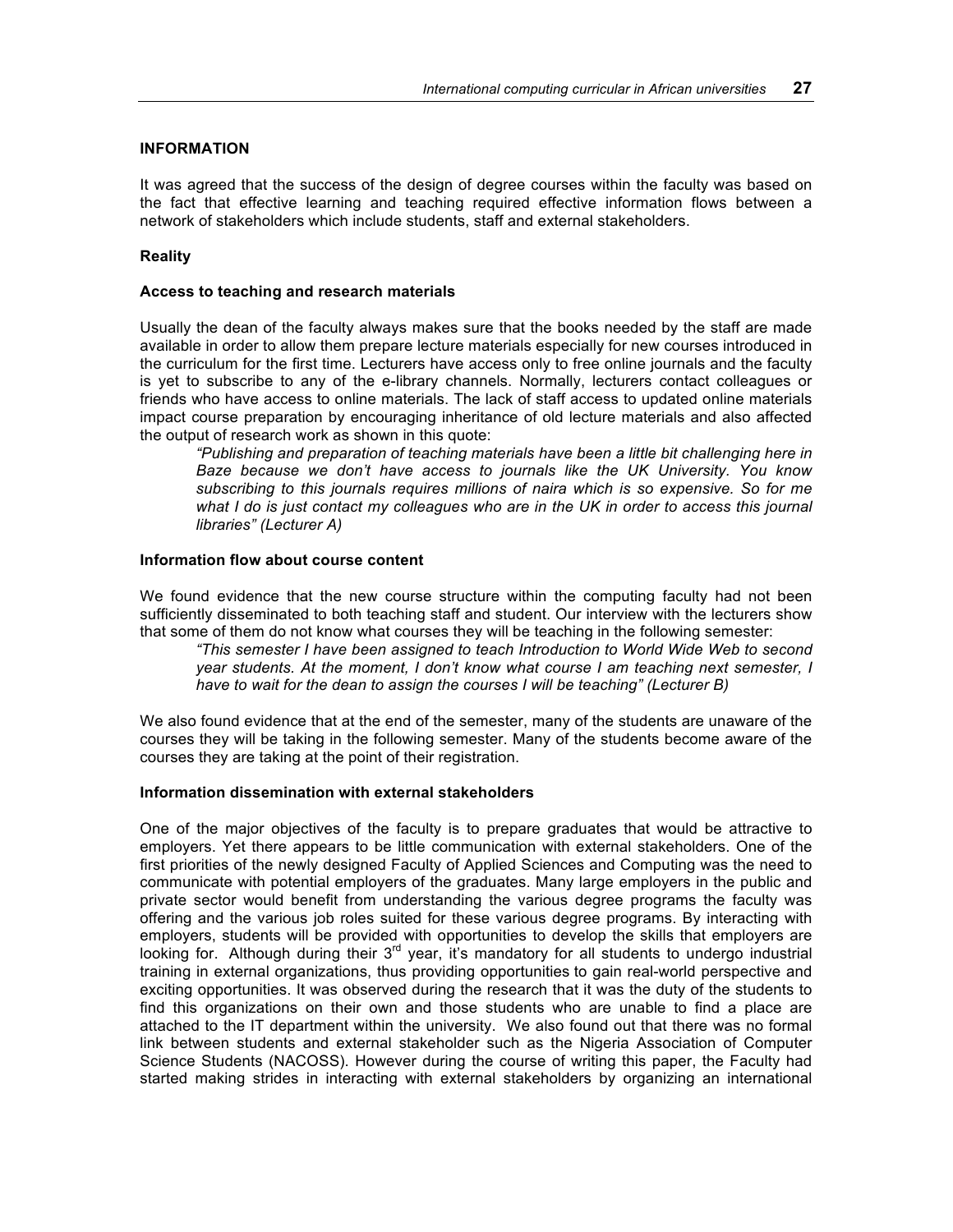**INFORMATION**

It was agreed that the success of the design of degree courses within the faculty was based on the fact that effective learning and teaching required effective information flows between a network of stakeholders which include students, staff and external stakeholders.

**Reality**

**Access to teaching and research materials**

Usually the dean of the faculty always makes sure that the books needed by the staff are made available in order to allow them prepare lecture materials especially for new courses introduced in the curriculum for the first time. Lecturers have access only to free online journals and the faculty is yet to subscribe to any of the e-library channels. Normally, lecturers contact colleagues or friends who have access to online materials. The lack of staff access to updated online materials impact course preparation by encouraging inheritance of old lecture materials and also affected the output of research work as shown in this quote:

> *"Publishing and preparation of teaching materials have been a little bit challenging here in Baze because we don't have access to journals like the UK University. You know subscribing to this journals requires millions of naira which is so expensive. So for me what I do is just contact my colleagues who are in the UK in order to access this journal libraries" (Lecturer A)*

**Information flow about course content**

We found evidence that the new course structure within the computing faculty had not been sufficiently disseminated to both teaching staff and student. Our interview with the lecturers show that some of them do not know what courses they will be teaching in the following semester:

> *"This semester I have been assigned to teach Introduction to World Wide Web to second year students. At the moment, I don't know what course I am teaching next semester, I have to wait for the dean to assign the courses I will be teaching" (Lecturer B)*

We also found evidence that at the end of the semester, many of the students are unaware of the courses they will be taking in the following semester. Many of the students become aware of the courses they are taking at the point of their registration.

**Information dissemination with external stakeholders**

One of the major objectives of the faculty is to prepare graduates that would be attractive to employers. Yet there appears to be little communication with external stakeholders. One of the first priorities of the newly designed Faculty of Applied Sciences and Computing was the need to communicate with potential employers of the graduates. Many large employers in the public and private sector would benefit from understanding the various degree programs the faculty was offering and the various job roles suited for these various degree programs. By interacting with employers, students will be provided with opportunities to develop the skills that employers are looking for. Although during their 3rd year, it's mandatory for all students to undergo industrial training in external organizations, thus providing opportunities to gain real-world perspective and exciting opportunities. It was observed during the research that it was the duty of the students to find this organizations on their own and those students who are unable to find a place are attached to the IT department within the university. We also found out that there was no formal link between students and external stakeholder such as the Nigeria Association of Computer Science Students (NACOSS). However during the course of writing this paper, the Faculty had started making strides in interacting with external stakeholders by organizing an international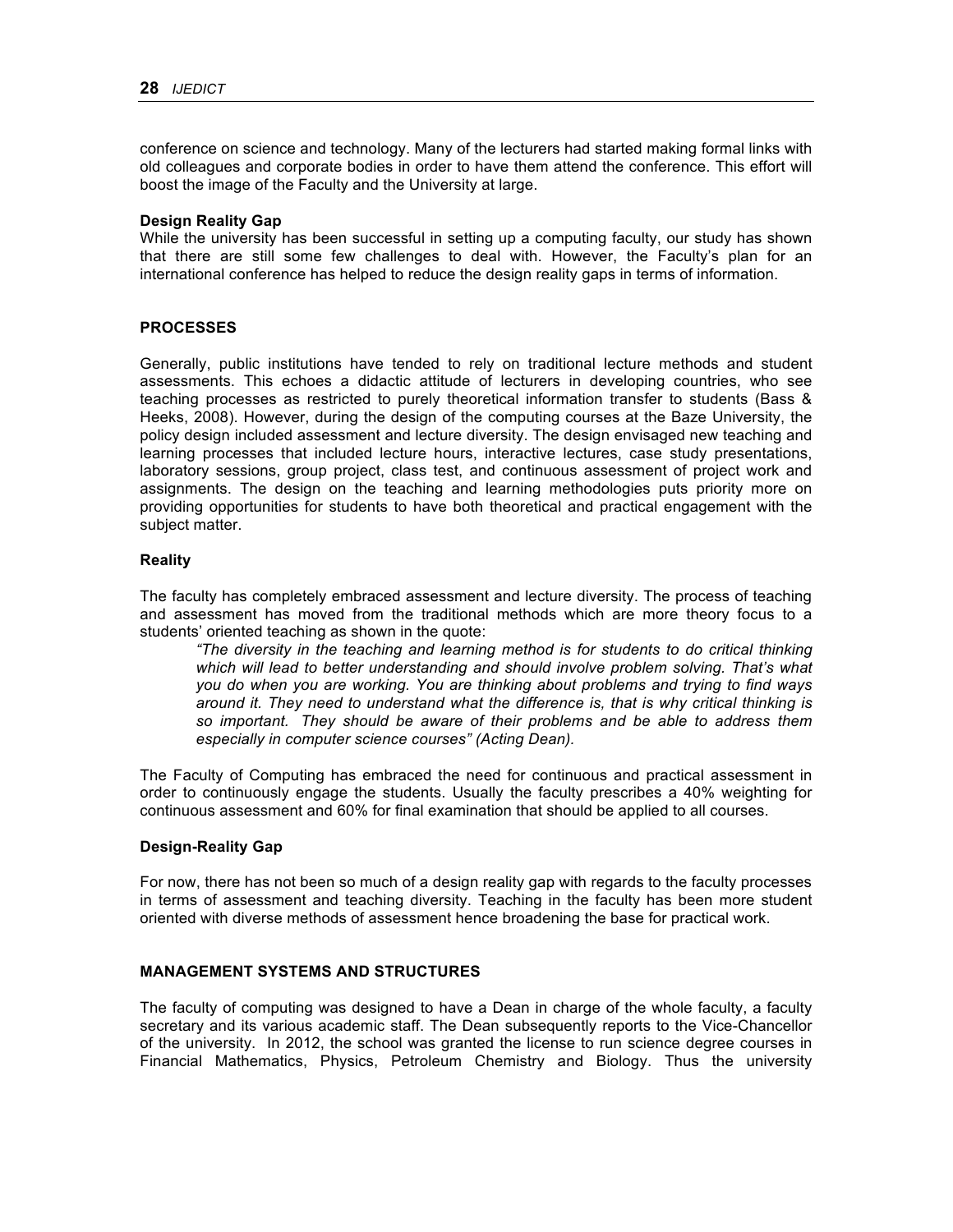conference on science and technology. Many of the lecturers had started making formal links with old colleagues and corporate bodies in order to have them attend the conference. This effort will boost the image of the Faculty and the University at large.

**Design Reality Gap**

While the university has been successful in setting up a computing faculty, our study has shown that there are still some few challenges to deal with. However, the Faculty's plan for an international conference has helped to reduce the design reality gaps in terms of information.

## PROCESSES

Generally, public institutions have tended to rely on traditional lecture methods and student assessments. This echoes a didactic attitude of lecturers in developing countries, who see teaching processes as restricted to purely theoretical information transfer to students (Bass & Heeks, 2008). However, during the design of the computing courses at the Baze University, the policy design included assessment and lecture diversity. The design envisaged new teaching and learning processes that included lecture hours, interactive lectures, case study presentations, laboratory sessions, group project, class test, and continuous assessment of project work and assignments. The design on the teaching and learning methodologies puts priority more on providing opportunities for students to have both theoretical and practical engagement with the subject matter.

**Reality**

The faculty has completely embraced assessment and lecture diversity. The process of teaching and assessment has moved from the traditional methods which are more theory focus to a students' oriented teaching as shown in the quote:

> *"The diversity in the teaching and learning method is for students to do critical thinking which will lead to better understanding and should involve problem solving. That's what you do when you are working. You are thinking about problems and trying to find ways around it. They need to understand what the difference is, that is why critical thinking is so important. They should be aware of their problems and be able to address them especially in computer science courses" (Acting Dean).*

The Faculty of Computing has embraced the need for continuous and practical assessment in order to continuously engage the students. Usually the faculty prescribes a 40% weighting for continuous assessment and 60% for final examination that should be applied to all courses.

**Design-Reality Gap**

For now, there has not been so much of a design reality gap with regards to the faculty processes in terms of assessment and teaching diversity. Teaching in the faculty has been more student oriented with diverse methods of assessment hence broadening the base for practical work.

## MANAGEMENT SYSTEMS AND STRUCTURES

The faculty of computing was designed to have a Dean in charge of the whole faculty, a faculty secretary and its various academic staff. The Dean subsequently reports to the Vice-Chancellor of the university. In 2012, the school was granted the license to run science degree courses in Financial Mathematics, Physics, Petroleum Chemistry and Biology. Thus the university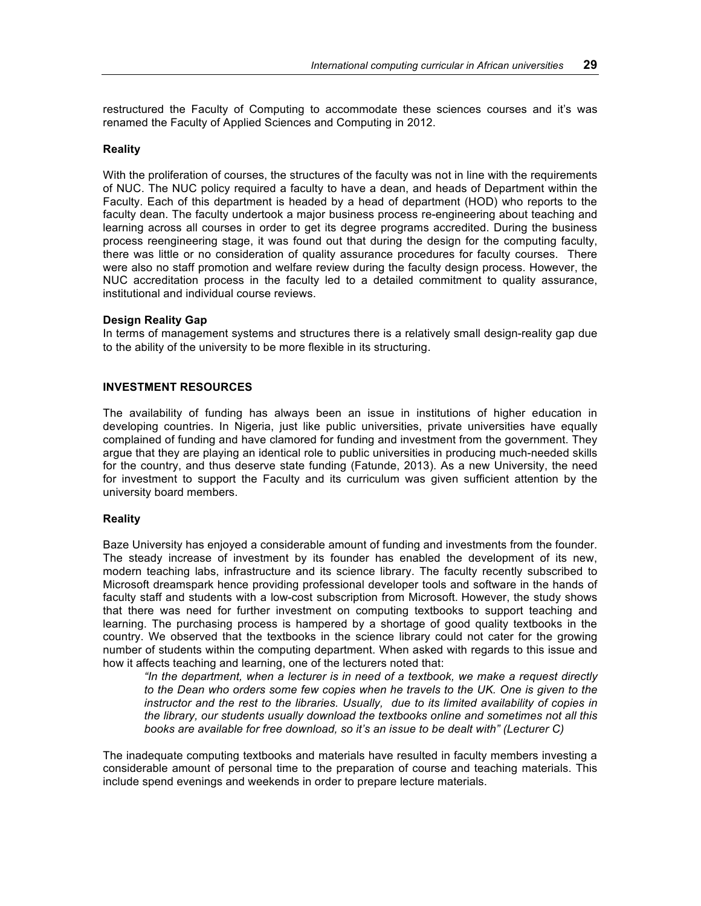restructured the Faculty of Computing to accommodate these sciences courses and it's was renamed the Faculty of Applied Sciences and Computing in 2012.

**Reality**

With the proliferation of courses, the structures of the faculty was not in line with the requirements of NUC. The NUC policy required a faculty to have a dean, and heads of Department within the Faculty. Each of this department is headed by a head of department (HOD) who reports to the faculty dean. The faculty undertook a major business process re-engineering about teaching and learning across all courses in order to get its degree programs accredited. During the business process reengineering stage, it was found out that during the design for the computing faculty, there was little or no consideration of quality assurance procedures for faculty courses. There were also no staff promotion and welfare review during the faculty design process. However, the NUC accreditation process in the faculty led to a detailed commitment to quality assurance, institutional and individual course reviews.

**Design Reality Gap**

In terms of management systems and structures there is a relatively small design-reality gap due to the ability of the university to be more flexible in its structuring.

**INVESTMENT RESOURCES**

The availability of funding has always been an issue in institutions of higher education in developing countries. In Nigeria, just like public universities, private universities have equally complained of funding and have clamored for funding and investment from the government. They argue that they are playing an identical role to public universities in producing much-needed skills for the country, and thus deserve state funding (Fatunde, 2013). As a new University, the need for investment to support the Faculty and its curriculum was given sufficient attention by the university board members.

**Reality**

Baze University has enjoyed a considerable amount of funding and investments from the founder. The steady increase of investment by its founder has enabled the development of its new, modern teaching labs, infrastructure and its science library. The faculty recently subscribed to Microsoft dreamspark hence providing professional developer tools and software in the hands of faculty staff and students with a low-cost subscription from Microsoft. However, the study shows that there was need for further investment on computing textbooks to support teaching and learning. The purchasing process is hampered by a shortage of good quality textbooks in the country. We observed that the textbooks in the science library could not cater for the growing number of students within the computing department. When asked with regards to this issue and how it affects teaching and learning, one of the lecturers noted that:

> *"In the department, when a lecturer is in need of a textbook, we make a request directly to the Dean who orders some few copies when he travels to the UK. One is given to the instructor and the rest to the libraries. Usually, due to its limited availability of copies in the library, our students usually download the textbooks online and sometimes not all this books are available for free download, so it's an issue to be dealt with" (Lecturer C)*

The inadequate computing textbooks and materials have resulted in faculty members investing a considerable amount of personal time to the preparation of course and teaching materials. This include spend evenings and weekends in order to prepare lecture materials.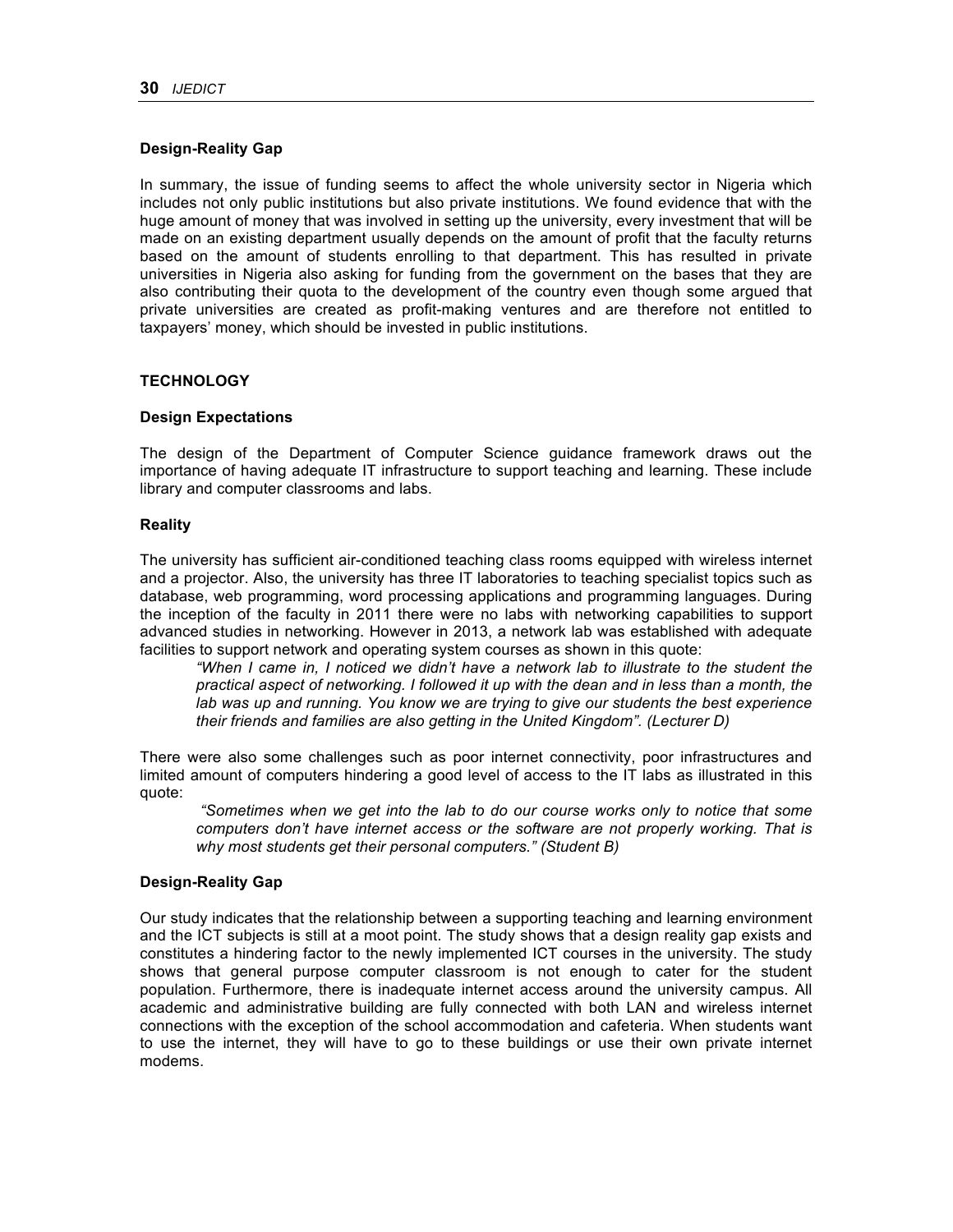### Design-Reality Gap

In summary, the issue of funding seems to affect the whole university sector in Nigeria which includes not only public institutions but also private institutions. We found evidence that with the huge amount of money that was involved in setting up the university, every investment that will be made on an existing department usually depends on the amount of profit that the faculty returns based on the amount of students enrolling to that department. This has resulted in private universities in Nigeria also asking for funding from the government on the bases that they are also contributing their quota to the development of the country even though some argued that private universities are created as profit-making ventures and are therefore not entitled to taxpayers' money, which should be invested in public institutions.

## TECHNOLOGY

### Design Expectations

The design of the Department of Computer Science guidance framework draws out the importance of having adequate IT infrastructure to support teaching and learning. These include library and computer classrooms and labs.

### Reality

The university has sufficient air-conditioned teaching class rooms equipped with wireless internet and a projector. Also, the university has three IT laboratories to teaching specialist topics such as database, web programming, word processing applications and programming languages. During the inception of the faculty in 2011 there were no labs with networking capabilities to support advanced studies in networking. However in 2013, a network lab was established with adequate facilities to support network and operating system courses as shown in this quote:

> *"When I came in, I noticed we didn't have a network lab to illustrate to the student the practical aspect of networking. I followed it up with the dean and in less than a month, the lab was up and running. You know we are trying to give our students the best experience their friends and families are also getting in the United Kingdom". (Lecturer D)*

There were also some challenges such as poor internet connectivity, poor infrastructures and limited amount of computers hindering a good level of access to the IT labs as illustrated in this quote:

> *"Sometimes when we get into the lab to do our course works only to notice that some computers don't have internet access or the software are not properly working. That is why most students get their personal computers." (Student B)*

### Design-Reality Gap

Our study indicates that the relationship between a supporting teaching and learning environment and the ICT subjects is still at a moot point. The study shows that a design reality gap exists and constitutes a hindering factor to the newly implemented ICT courses in the university. The study shows that general purpose computer classroom is not enough to cater for the student population. Furthermore, there is inadequate internet access around the university campus. All academic and administrative building are fully connected with both LAN and wireless internet connections with the exception of the school accommodation and cafeteria. When students want to use the internet, they will have to go to these buildings or use their own private internet modems.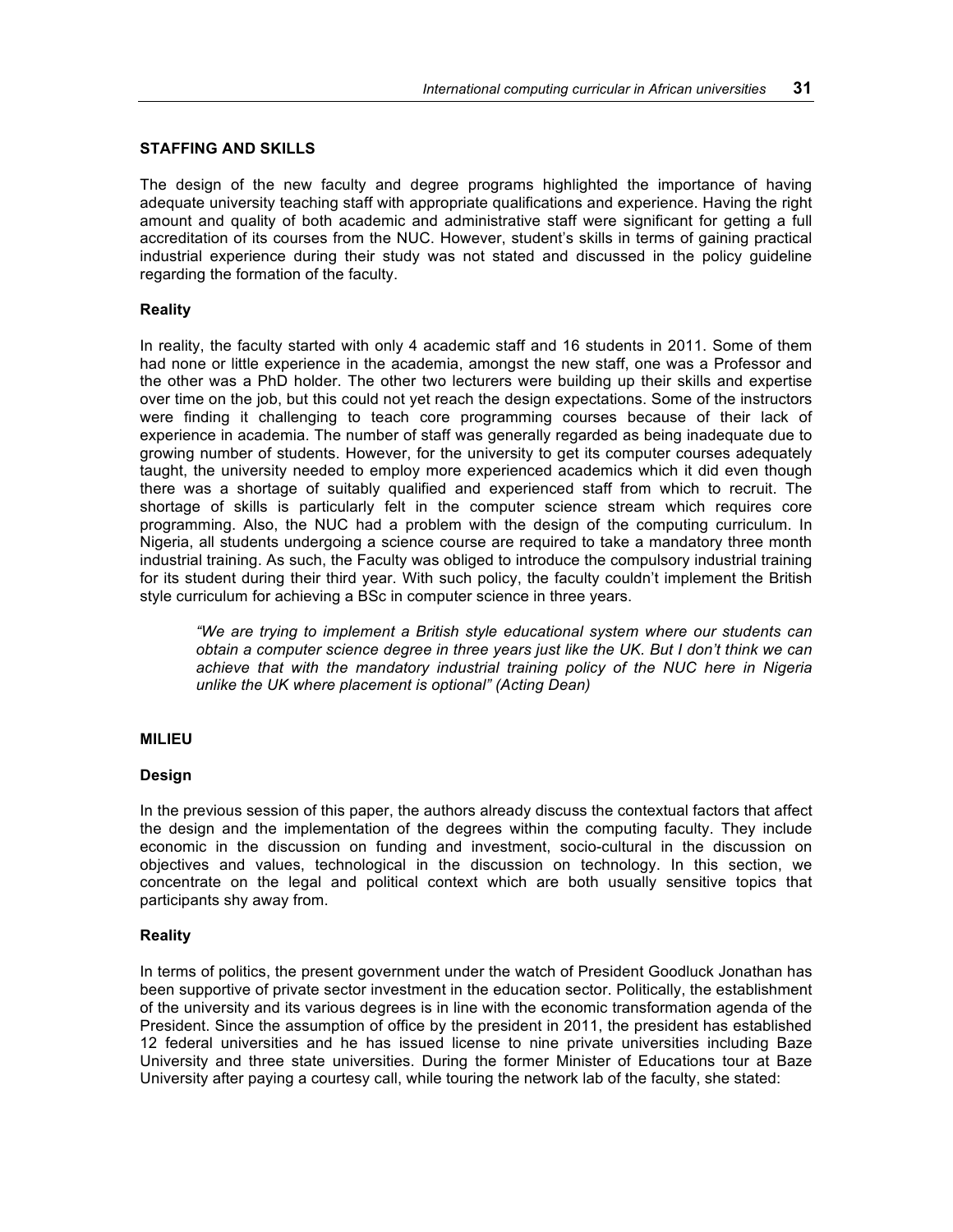### STAFFING AND SKILLS

The design of the new faculty and degree programs highlighted the importance of having adequate university teaching staff with appropriate qualifications and experience. Having the right amount and quality of both academic and administrative staff were significant for getting a full accreditation of its courses from the NUC. However, student's skills in terms of gaining practical industrial experience during their study was not stated and discussed in the policy guideline regarding the formation of the faculty.

#### Reality

In reality, the faculty started with only 4 academic staff and 16 students in 2011. Some of them had none or little experience in the academia, amongst the new staff, one was a Professor and the other was a PhD holder. The other two lecturers were building up their skills and expertise over time on the job, but this could not yet reach the design expectations. Some of the instructors were finding it challenging to teach core programming courses because of their lack of experience in academia. The number of staff was generally regarded as being inadequate due to growing number of students. However, for the university to get its computer courses adequately taught, the university needed to employ more experienced academics which it did even though there was a shortage of suitably qualified and experienced staff from which to recruit. The shortage of skills is particularly felt in the computer science stream which requires core programming. Also, the NUC had a problem with the design of the computing curriculum. In Nigeria, all students undergoing a science course are required to take a mandatory three month industrial training. As such, the Faculty was obliged to introduce the compulsory industrial training for its student during their third year. With such policy, the faculty couldn't implement the British style curriculum for achieving a BSc in computer science in three years.

> *"We are trying to implement a British style educational system where our students can obtain a computer science degree in three years just like the UK. But I don't think we can achieve that with the mandatory industrial training policy of the NUC here in Nigeria unlike the UK where placement is optional" (Acting Dean)*

### MILIEU

#### Design

In the previous session of this paper, the authors already discuss the contextual factors that affect the design and the implementation of the degrees within the computing faculty. They include economic in the discussion on funding and investment, socio-cultural in the discussion on objectives and values, technological in the discussion on technology. In this section, we concentrate on the legal and political context which are both usually sensitive topics that participants shy away from.

#### Reality

In terms of politics, the present government under the watch of President Goodluck Jonathan has been supportive of private sector investment in the education sector. Politically, the establishment of the university and its various degrees is in line with the economic transformation agenda of the President. Since the assumption of office by the president in 2011, the president has established 12 federal universities and he has issued license to nine private universities including Baze University and three state universities. During the former Minister of Educations tour at Baze University after paying a courtesy call, while touring the network lab of the faculty, she stated: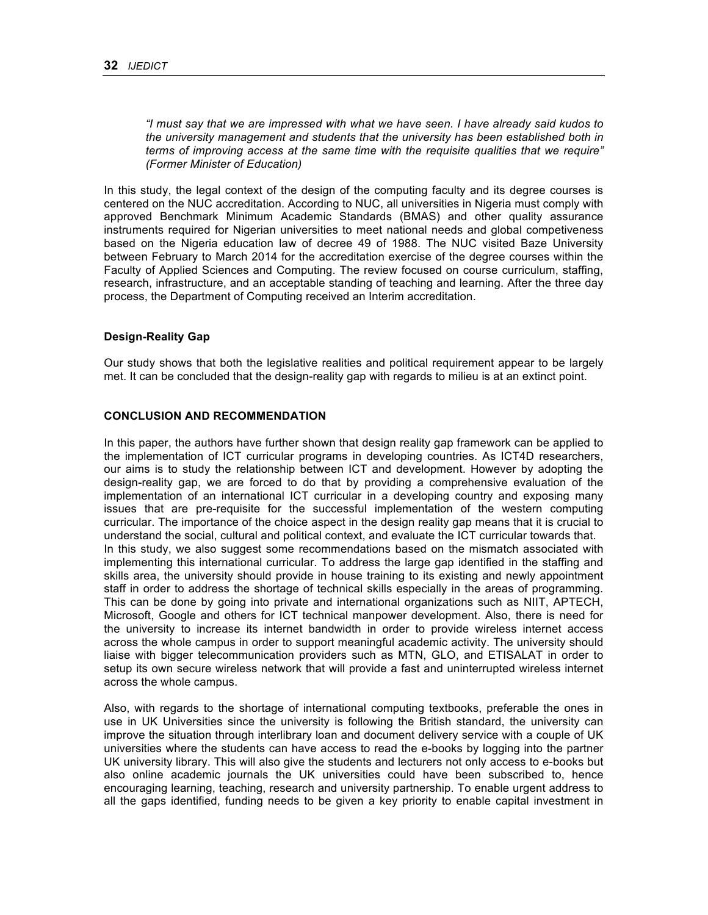*"I must say that we are impressed with what we have seen. I have already said kudos to the university management and students that the university has been established both in terms of improving access at the same time with the requisite qualities that we require" (Former Minister of Education)*

In this study, the legal context of the design of the computing faculty and its degree courses is centered on the NUC accreditation. According to NUC, all universities in Nigeria must comply with approved Benchmark Minimum Academic Standards (BMAS) and other quality assurance instruments required for Nigerian universities to meet national needs and global competiveness based on the Nigeria education law of decree 49 of 1988. The NUC visited Baze University between February to March 2014 for the accreditation exercise of the degree courses within the Faculty of Applied Sciences and Computing. The review focused on course curriculum, staffing, research, infrastructure, and an acceptable standing of teaching and learning. After the three day process, the Department of Computing received an Interim accreditation.

**Design-Reality Gap**

Our study shows that both the legislative realities and political requirement appear to be largely met. It can be concluded that the design-reality gap with regards to milieu is at an extinct point.

## CONCLUSION AND RECOMMENDATION

In this paper, the authors have further shown that design reality gap framework can be applied to the implementation of ICT curricular programs in developing countries. As ICT4D researchers, our aims is to study the relationship between ICT and development. However by adopting the design-reality gap, we are forced to do that by providing a comprehensive evaluation of the implementation of an international ICT curricular in a developing country and exposing many issues that are pre-requisite for the successful implementation of the western computing curricular. The importance of the choice aspect in the design reality gap means that it is crucial to understand the social, cultural and political context, and evaluate the ICT curricular towards that.
In this study, we also suggest some recommendations based on the mismatch associated with implementing this international curricular. To address the large gap identified in the staffing and skills area, the university should provide in house training to its existing and newly appointment staff in order to address the shortage of technical skills especially in the areas of programming. This can be done by going into private and international organizations such as NIIT, APTECH, Microsoft, Google and others for ICT technical manpower development. Also, there is need for the university to increase its internet bandwidth in order to provide wireless internet access across the whole campus in order to support meaningful academic activity. The university should liaise with bigger telecommunication providers such as MTN, GLO, and ETISALAT in order to setup its own secure wireless network that will provide a fast and uninterrupted wireless internet across the whole campus.

Also, with regards to the shortage of international computing textbooks, preferable the ones in use in UK Universities since the university is following the British standard, the university can improve the situation through interlibrary loan and document delivery service with a couple of UK universities where the students can have access to read the e-books by logging into the partner UK university library. This will also give the students and lecturers not only access to e-books but also online academic journals the UK universities could have been subscribed to, hence encouraging learning, teaching, research and university partnership. To enable urgent address to all the gaps identified, funding needs to be given a key priority to enable capital investment in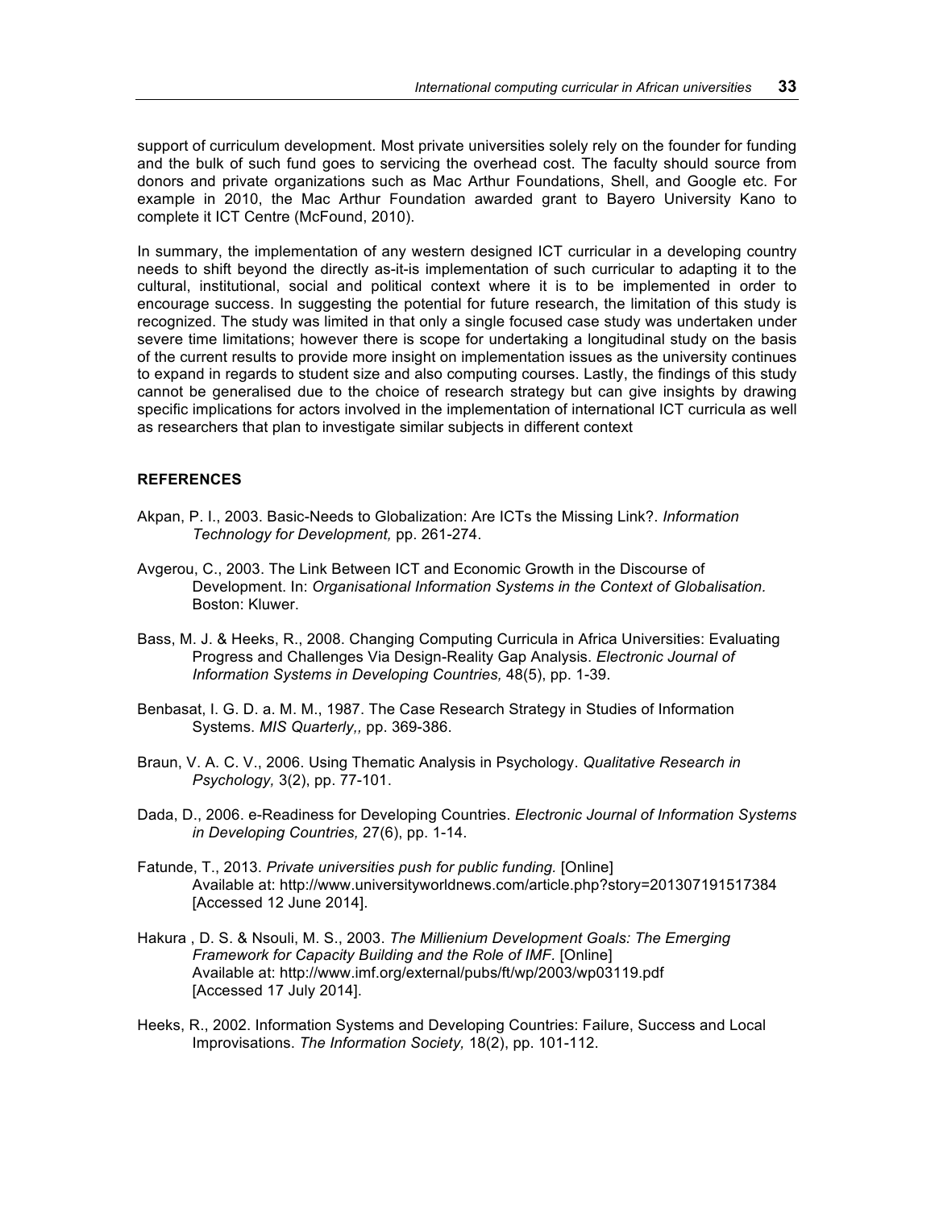support of curriculum development. Most private universities solely rely on the founder for funding and the bulk of such fund goes to servicing the overhead cost. The faculty should source from donors and private organizations such as Mac Arthur Foundations, Shell, and Google etc. For example in 2010, the Mac Arthur Foundation awarded grant to Bayero University Kano to complete it ICT Centre (McFound, 2010).

In summary, the implementation of any western designed ICT curricular in a developing country needs to shift beyond the directly as-it-is implementation of such curricular to adapting it to the cultural, institutional, social and political context where it is to be implemented in order to encourage success. In suggesting the potential for future research, the limitation of this study is recognized. The study was limited in that only a single focused case study was undertaken under severe time limitations; however there is scope for undertaking a longitudinal study on the basis of the current results to provide more insight on implementation issues as the university continues to expand in regards to student size and also computing courses. Lastly, the findings of this study cannot be generalised due to the choice of research strategy but can give insights by drawing specific implications for actors involved in the implementation of international ICT curricula as well as researchers that plan to investigate similar subjects in different context

## REFERENCES

Akpan, P. I., 2003. Basic-Needs to Globalization: Are ICTs the Missing Link?. *Information Technology for Development,* pp. 261-274.

Avgerou, C., 2003. The Link Between ICT and Economic Growth in the Discourse of Development. In: *Organisational Information Systems in the Context of Globalisation.* Boston: Kluwer.

Bass, M. J. & Heeks, R., 2008. Changing Computing Curricula in Africa Universities: Evaluating Progress and Challenges Via Design-Reality Gap Analysis. *Electronic Journal of Information Systems in Developing Countries,* 48(5), pp. 1-39.

Benbasat, I. G. D. a. M. M., 1987. The Case Research Strategy in Studies of Information Systems. *MIS Quarterly,,* pp. 369-386.

Braun, V. A. C. V., 2006. Using Thematic Analysis in Psychology. *Qualitative Research in Psychology,* 3(2), pp. 77-101.

Dada, D., 2006. e-Readiness for Developing Countries. *Electronic Journal of Information Systems in Developing Countries,* 27(6), pp. 1-14.

Fatunde, T., 2013. *Private universities push for public funding.* [Online] Available at: http://www.universityworldnews.com/article.php?story=201307191517384 [Accessed 12 June 2014].

Hakura , D. S. & Nsouli, M. S., 2003. *The Millienium Development Goals: The Emerging Framework for Capacity Building and the Role of IMF.* [Online] Available at: http://www.imf.org/external/pubs/ft/wp/2003/wp03119.pdf [Accessed 17 July 2014].

Heeks, R., 2002. Information Systems and Developing Countries: Failure, Success and Local Improvisations. *The Information Society,* 18(2), pp. 101-112.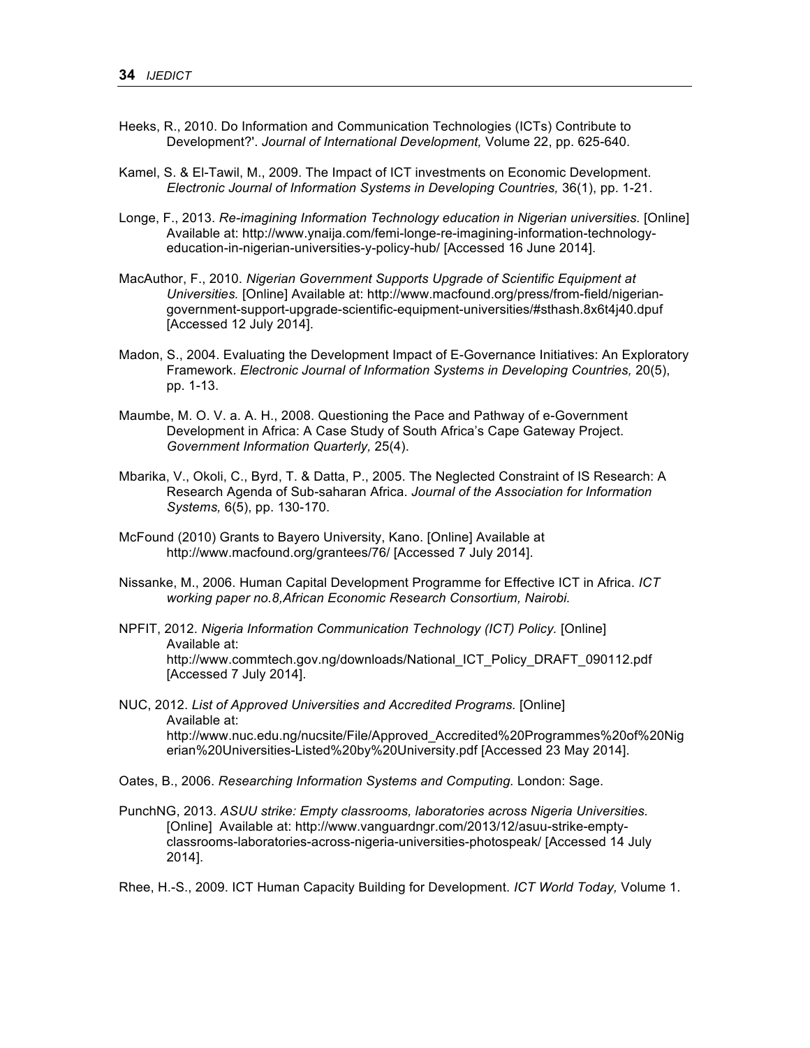Heeks, R., 2010. Do Information and Communication Technologies (ICTs) Contribute to Development?'. *Journal of International Development,* Volume 22, pp. 625-640.

Kamel, S. & El-Tawil, M., 2009. The Impact of ICT investments on Economic Development. *Electronic Journal of Information Systems in Developing Countries,* 36(1), pp. 1-21.

Longe, F., 2013. *Re-imagining Information Technology education in Nigerian universities.* [Online] Available at: http://www.ynaija.com/femi-longe-re-imagining-information-technology-education-in-nigerian-universities-y-policy-hub/ [Accessed 16 June 2014].

MacAuthor, F., 2010. *Nigerian Government Supports Upgrade of Scientific Equipment at Universities.* [Online] Available at: http://www.macfound.org/press/from-field/nigerian-government-support-upgrade-scientific-equipment-universities/#sthash.8x6t4j40.dpuf [Accessed 12 July 2014].

Madon, S., 2004. Evaluating the Development Impact of E-Governance Initiatives: An Exploratory Framework. *Electronic Journal of Information Systems in Developing Countries,* 20(5), pp. 1-13.

Maumbe, M. O. V. a. A. H., 2008. Questioning the Pace and Pathway of e-Government Development in Africa: A Case Study of South Africa's Cape Gateway Project. *Government Information Quarterly,* 25(4).

Mbarika, V., Okoli, C., Byrd, T. & Datta, P., 2005. The Neglected Constraint of IS Research: A Research Agenda of Sub-saharan Africa. *Journal of the Association for Information Systems,* 6(5), pp. 130-170.

McFound (2010) Grants to Bayero University, Kano. [Online] Available at http://www.macfound.org/grantees/76/ [Accessed 7 July 2014].

Nissanke, M., 2006. Human Capital Development Programme for Effective ICT in Africa. *ICT working paper no.8,African Economic Research Consortium, Nairobi.*

NPFIT, 2012. *Nigeria Information Communication Technology (ICT) Policy.* [Online] Available at: http://www.commtech.gov.ng/downloads/National_ICT_Policy_DRAFT_090112.pdf [Accessed 7 July 2014].

NUC, 2012. *List of Approved Universities and Accredited Programs.* [Online] Available at: http://www.nuc.edu.ng/nucsite/File/Approved_Accredited%20Programmes%20of%20Nigerian%20Universities-Listed%20by%20University.pdf [Accessed 23 May 2014].

Oates, B., 2006. *Researching Information Systems and Computing.* London: Sage.

PunchNG, 2013. *ASUU strike: Empty classrooms, laboratories across Nigeria Universities.* [Online] Available at: http://www.vanguardngr.com/2013/12/asuu-strike-empty-classrooms-laboratories-across-nigeria-universities-photospeak/ [Accessed 14 July 2014].

Rhee, H.-S., 2009. ICT Human Capacity Building for Development. *ICT World Today,* Volume 1.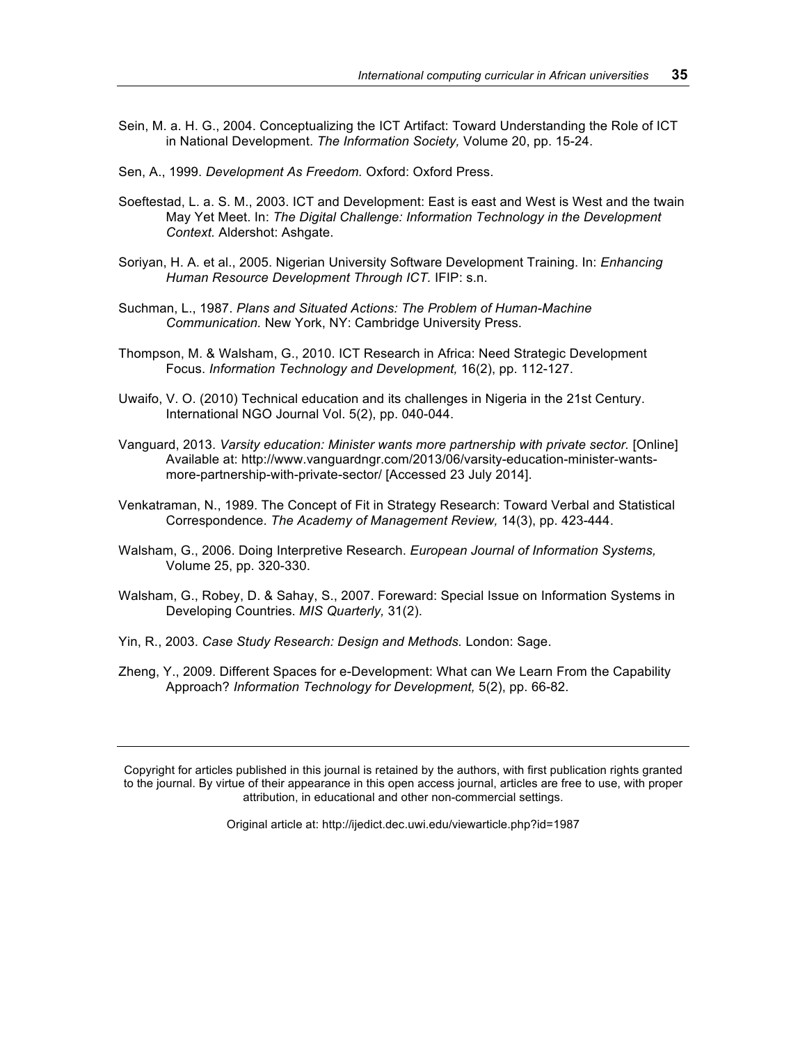Sein, M. a. H. G., 2004. Conceptualizing the ICT Artifact: Toward Understanding the Role of ICT in National Development. *The Information Society,* Volume 20, pp. 15-24.

Sen, A., 1999. *Development As Freedom.* Oxford: Oxford Press.

Soeftestad, L. a. S. M., 2003. ICT and Development: East is east and West is West and the twain May Yet Meet. In: *The Digital Challenge: Information Technology in the Development Context.* Aldershot: Ashgate.

Soriyan, H. A. et al., 2005. Nigerian University Software Development Training. In: *Enhancing Human Resource Development Through ICT.* IFIP: s.n.

Suchman, L., 1987. *Plans and Situated Actions: The Problem of Human-Machine Communication.* New York, NY: Cambridge University Press.

Thompson, M. & Walsham, G., 2010. ICT Research in Africa: Need Strategic Development Focus. *Information Technology and Development,* 16(2), pp. 112-127.

Uwaifo, V. O. (2010) Technical education and its challenges in Nigeria in the 21st Century. International NGO Journal Vol. 5(2), pp. 040-044.

Vanguard, 2013. *Varsity education: Minister wants more partnership with private sector.* [Online] Available at: http://www.vanguardngr.com/2013/06/varsity-education-minister-wants-more-partnership-with-private-sector/ [Accessed 23 July 2014].

Venkatraman, N., 1989. The Concept of Fit in Strategy Research: Toward Verbal and Statistical Correspondence. *The Academy of Management Review,* 14(3), pp. 423-444.

Walsham, G., 2006. Doing Interpretive Research. *European Journal of Information Systems,* Volume 25, pp. 320-330.

Walsham, G., Robey, D. & Sahay, S., 2007. Foreward: Special Issue on Information Systems in Developing Countries. *MIS Quarterly,* 31(2).

Yin, R., 2003. *Case Study Research: Design and Methods.* London: Sage.

Zheng, Y., 2009. Different Spaces for e-Development: What can We Learn From the Capability Approach? *Information Technology for Development,* 5(2), pp. 66-82.

---

Copyright for articles published in this journal is retained by the authors, with first publication rights granted to the journal. By virtue of their appearance in this open access journal, articles are free to use, with proper attribution, in educational and other non-commercial settings.

Original article at: http://ijedict.dec.uwi.edu/viewarticle.php?id=1987